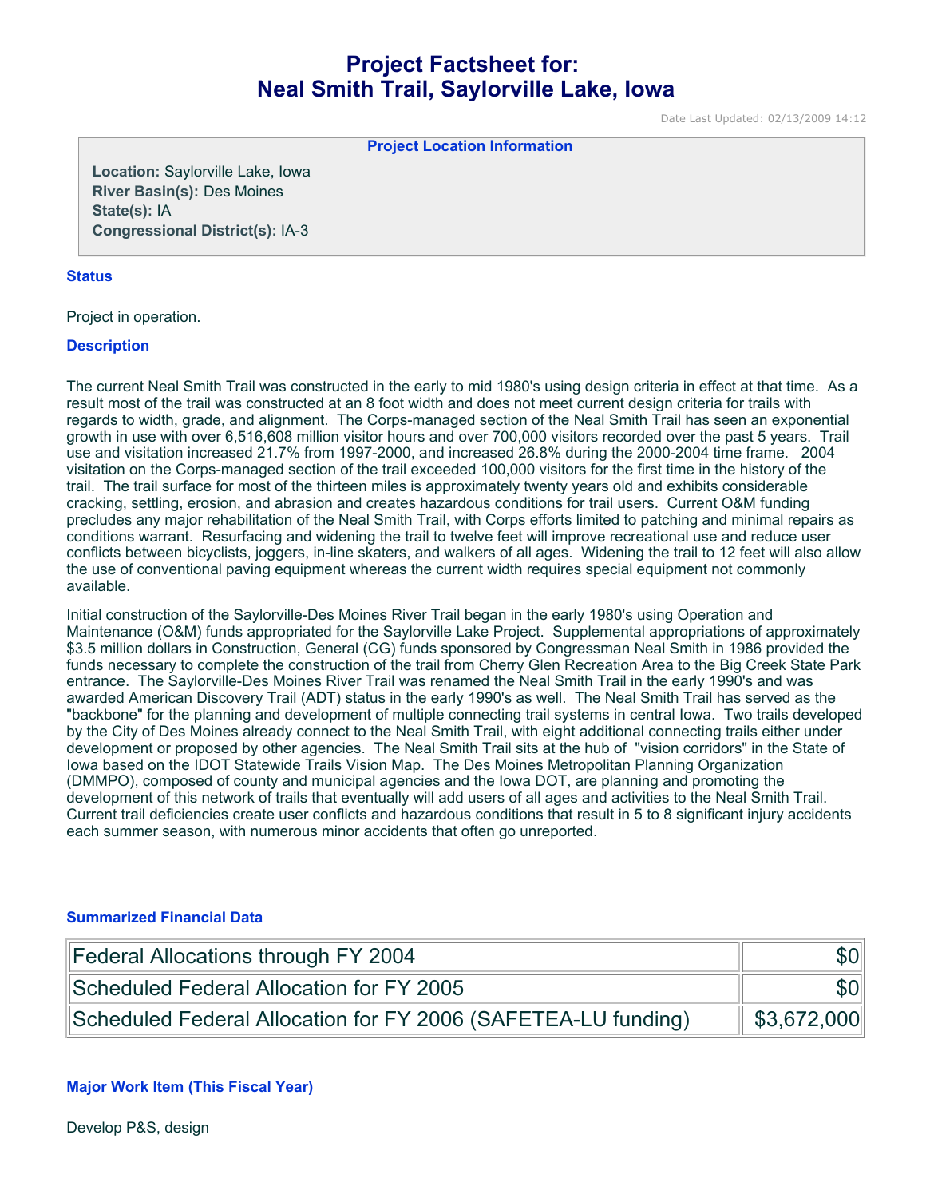# Project Factsheet for: Neal Smith Trail, Saylorville Lake, Iowa

Date Last Updated: 02/13/2009 14:12

**Project Location Information**

**Location:** Saylorville Lake, Iowa
**River Basin(s):** Des Moines
**State(s):** IA
**Congressional District(s):** IA-3

### Status

Project in operation.

### Description

The current Neal Smith Trail was constructed in the early to mid 1980's using design criteria in effect at that time. As a result most of the trail was constructed at an 8 foot width and does not meet current design criteria for trails with regards to width, grade, and alignment. The Corps-managed section of the Neal Smith Trail has seen an exponential growth in use with over 6,516,608 million visitor hours and over 700,000 visitors recorded over the past 5 years. Trail use and visitation increased 21.7% from 1997-2000, and increased 26.8% during the 2000-2004 time frame. 2004 visitation on the Corps-managed section of the trail exceeded 100,000 visitors for the first time in the history of the trail. The trail surface for most of the thirteen miles is approximately twenty years old and exhibits considerable cracking, settling, erosion, and abrasion and creates hazardous conditions for trail users. Current O&M funding precludes any major rehabilitation of the Neal Smith Trail, with Corps efforts limited to patching and minimal repairs as conditions warrant. Resurfacing and widening the trail to twelve feet will improve recreational use and reduce user conflicts between bicyclists, joggers, in-line skaters, and walkers of all ages. Widening the trail to 12 feet will also allow the use of conventional paving equipment whereas the current width requires special equipment not commonly available.

Initial construction of the Saylorville-Des Moines River Trail began in the early 1980's using Operation and Maintenance (O&M) funds appropriated for the Saylorville Lake Project. Supplemental appropriations of approximately $3.5 million dollars in Construction, General (CG) funds sponsored by Congressman Neal Smith in 1986 provided the funds necessary to complete the construction of the trail from Cherry Glen Recreation Area to the Big Creek State Park entrance. The Saylorville-Des Moines River Trail was renamed the Neal Smith Trail in the early 1990's and was awarded American Discovery Trail (ADT) status in the early 1990's as well. The Neal Smith Trail has served as the "backbone" for the planning and development of multiple connecting trail systems in central Iowa. Two trails developed by the City of Des Moines already connect to the Neal Smith Trail, with eight additional connecting trails either under development or proposed by other agencies. The Neal Smith Trail sits at the hub of "vision corridors" in the State of Iowa based on the IDOT Statewide Trails Vision Map. The Des Moines Metropolitan Planning Organization (DMMPO), composed of county and municipal agencies and the Iowa DOT, are planning and promoting the development of this network of trails that eventually will add users of all ages and activities to the Neal Smith Trail. Current trail deficiencies create user conflicts and hazardous conditions that result in 5 to 8 significant injury accidents each summer season, with numerous minor accidents that often go unreported.

### Summarized Financial Data

| | |
|---|---:|
| Federal Allocations through FY 2004 | $0 |
| Scheduled Federal Allocation for FY 2005 | $0 |
| Scheduled Federal Allocation for FY 2006 (SAFETEA-LU funding) | $3,672,000 |

### Major Work Item (This Fiscal Year)

Develop P&S, design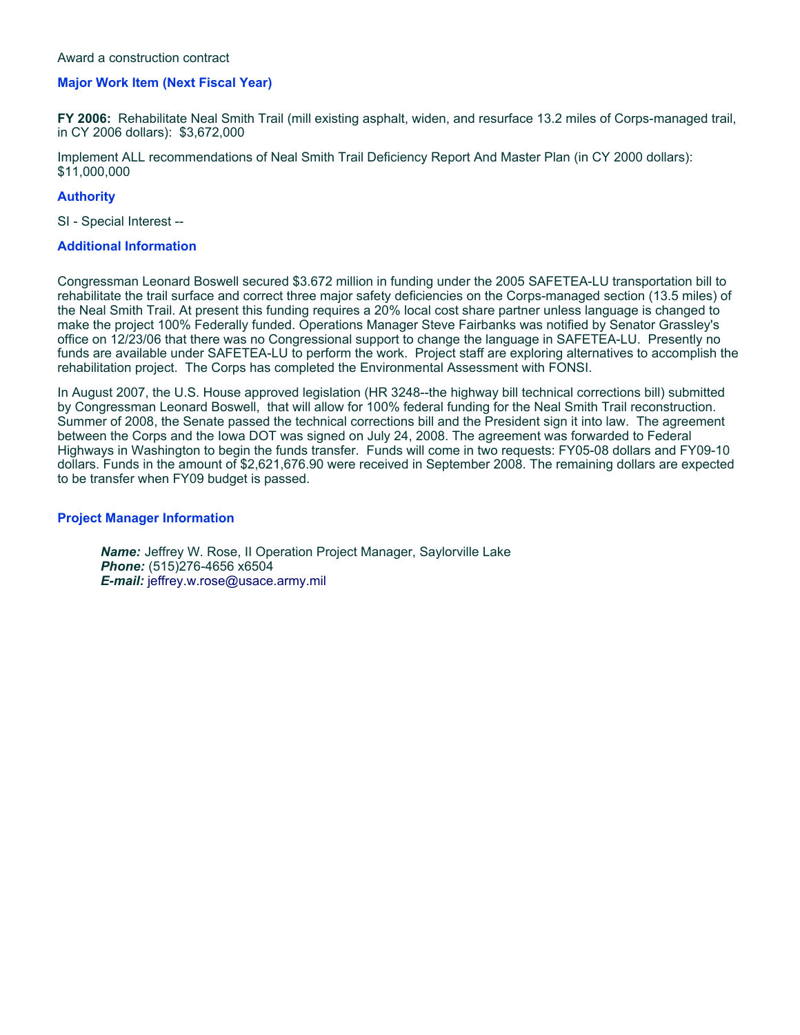Award a construction contract

### Major Work Item (Next Fiscal Year)

**FY 2006:** Rehabilitate Neal Smith Trail (mill existing asphalt, widen, and resurface 13.2 miles of Corps-managed trail, in CY 2006 dollars): $3,672,000

Implement ALL recommendations of Neal Smith Trail Deficiency Report And Master Plan (in CY 2000 dollars): $11,000,000

### Authority

SI - Special Interest --

### Additional Information

Congressman Leonard Boswell secured $3.672 million in funding under the 2005 SAFETEA-LU transportation bill to rehabilitate the trail surface and correct three major safety deficiencies on the Corps-managed section (13.5 miles) of the Neal Smith Trail. At present this funding requires a 20% local cost share partner unless language is changed to make the project 100% Federally funded. Operations Manager Steve Fairbanks was notified by Senator Grassley's office on 12/23/06 that there was no Congressional support to change the language in SAFETEA-LU. Presently no funds are available under SAFETEA-LU to perform the work. Project staff are exploring alternatives to accomplish the rehabilitation project. The Corps has completed the Environmental Assessment with FONSI.

In August 2007, the U.S. House approved legislation (HR 3248--the highway bill technical corrections bill) submitted by Congressman Leonard Boswell, that will allow for 100% federal funding for the Neal Smith Trail reconstruction. Summer of 2008, the Senate passed the technical corrections bill and the President sign it into law. The agreement between the Corps and the Iowa DOT was signed on July 24, 2008. The agreement was forwarded to Federal Highways in Washington to begin the funds transfer. Funds will come in two requests: FY05-08 dollars and FY09-10 dollars. Funds in the amount of $2,621,676.90 were received in September 2008. The remaining dollars are expected to be transfer when FY09 budget is passed.

### Project Manager Information

***Name:*** Jeffrey W. Rose, II Operation Project Manager, Saylorville Lake
***Phone:*** (515)276-4656 x6504
***E-mail:*** jeffrey.w.rose@usace.army.mil